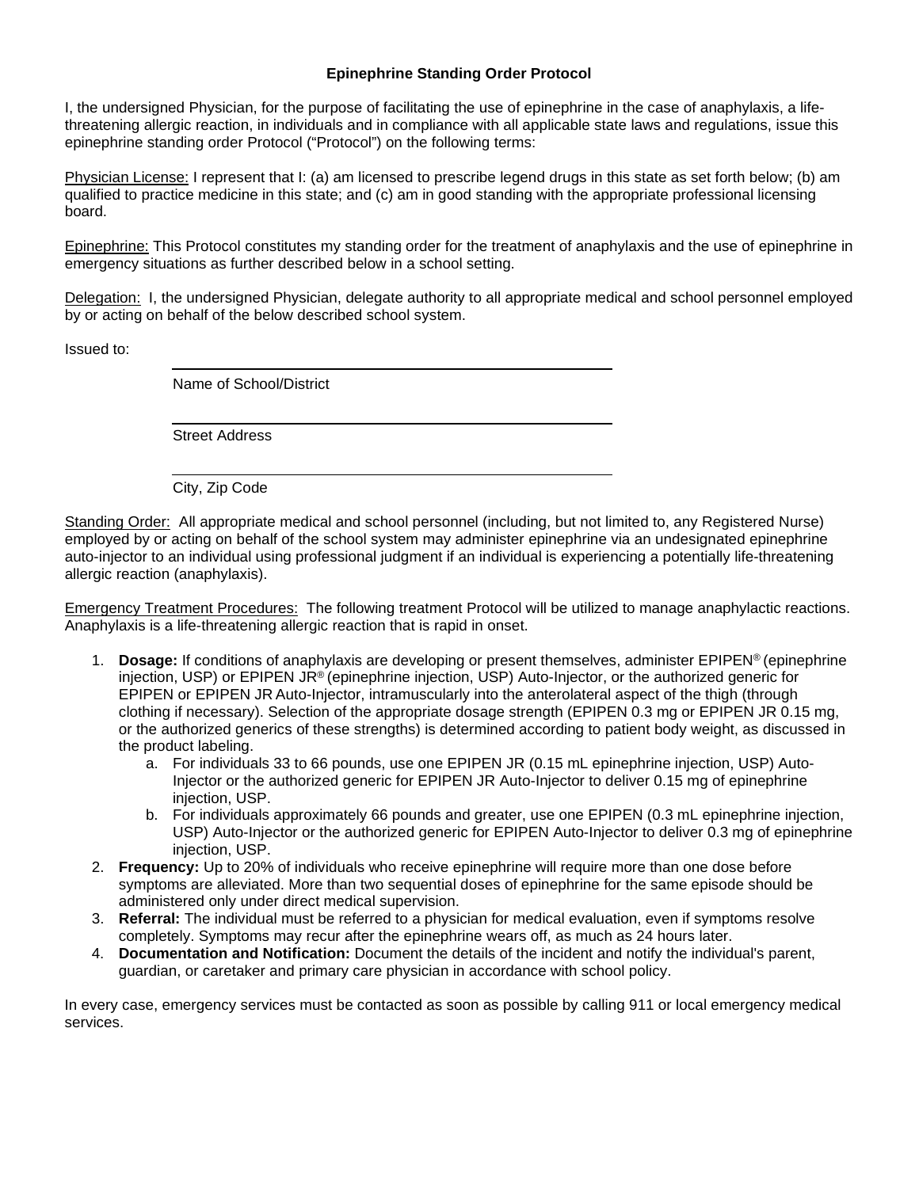# Epinephrine Standing Order Protocol

I, the undersigned Physician, for the purpose of facilitating the use of epinephrine in the case of anaphylaxis, a life-threatening allergic reaction, in individuals and in compliance with all applicable state laws and regulations, issue this epinephrine standing order Protocol ("Protocol") on the following terms:

Physician License: I represent that I: (a) am licensed to prescribe legend drugs in this state as set forth below; (b) am qualified to practice medicine in this state; and (c) am in good standing with the appropriate professional licensing board.

Epinephrine: This Protocol constitutes my standing order for the treatment of anaphylaxis and the use of epinephrine in emergency situations as further described below in a school setting.

Delegation: I, the undersigned Physician, delegate authority to all appropriate medical and school personnel employed by or acting on behalf of the below described school system.

Issued to:

\_\_\_\_\_\_\_\_\_\_\_\_\_\_\_\_\_\_\_\_\_\_\_\_\_\_\_\_\_\_\_\_\_\_\_\_\_\_\_\_
Name of School/District

\_\_\_\_\_\_\_\_\_\_\_\_\_\_\_\_\_\_\_\_\_\_\_\_\_\_\_\_\_\_\_\_\_\_\_\_\_\_\_\_
Street Address

\_\_\_\_\_\_\_\_\_\_\_\_\_\_\_\_\_\_\_\_\_\_\_\_\_\_\_\_\_\_\_\_\_\_\_\_\_\_\_\_
City, Zip Code

Standing Order: All appropriate medical and school personnel (including, but not limited to, any Registered Nurse) employed by or acting on behalf of the school system may administer epinephrine via an undesignated epinephrine auto-injector to an individual using professional judgment if an individual is experiencing a potentially life-threatening allergic reaction (anaphylaxis).

Emergency Treatment Procedures: The following treatment Protocol will be utilized to manage anaphylactic reactions. Anaphylaxis is a life-threatening allergic reaction that is rapid in onset.

1. **Dosage:** If conditions of anaphylaxis are developing or present themselves, administer EPIPEN® (epinephrine injection, USP) or EPIPEN JR® (epinephrine injection, USP) Auto-Injector, or the authorized generic for EPIPEN or EPIPEN JR Auto-Injector, intramuscularly into the anterolateral aspect of the thigh (through clothing if necessary). Selection of the appropriate dosage strength (EPIPEN 0.3 mg or EPIPEN JR 0.15 mg, or the authorized generics of these strengths) is determined according to patient body weight, as discussed in the product labeling.
   a. For individuals 33 to 66 pounds, use one EPIPEN JR (0.15 mL epinephrine injection, USP) Auto-Injector or the authorized generic for EPIPEN JR Auto-Injector to deliver 0.15 mg of epinephrine injection, USP.
   b. For individuals approximately 66 pounds and greater, use one EPIPEN (0.3 mL epinephrine injection, USP) Auto-Injector or the authorized generic for EPIPEN Auto-Injector to deliver 0.3 mg of epinephrine injection, USP.
2. **Frequency:** Up to 20% of individuals who receive epinephrine will require more than one dose before symptoms are alleviated. More than two sequential doses of epinephrine for the same episode should be administered only under direct medical supervision.
3. **Referral:** The individual must be referred to a physician for medical evaluation, even if symptoms resolve completely. Symptoms may recur after the epinephrine wears off, as much as 24 hours later.
4. **Documentation and Notification:** Document the details of the incident and notify the individual's parent, guardian, or caretaker and primary care physician in accordance with school policy.

In every case, emergency services must be contacted as soon as possible by calling 911 or local emergency medical services.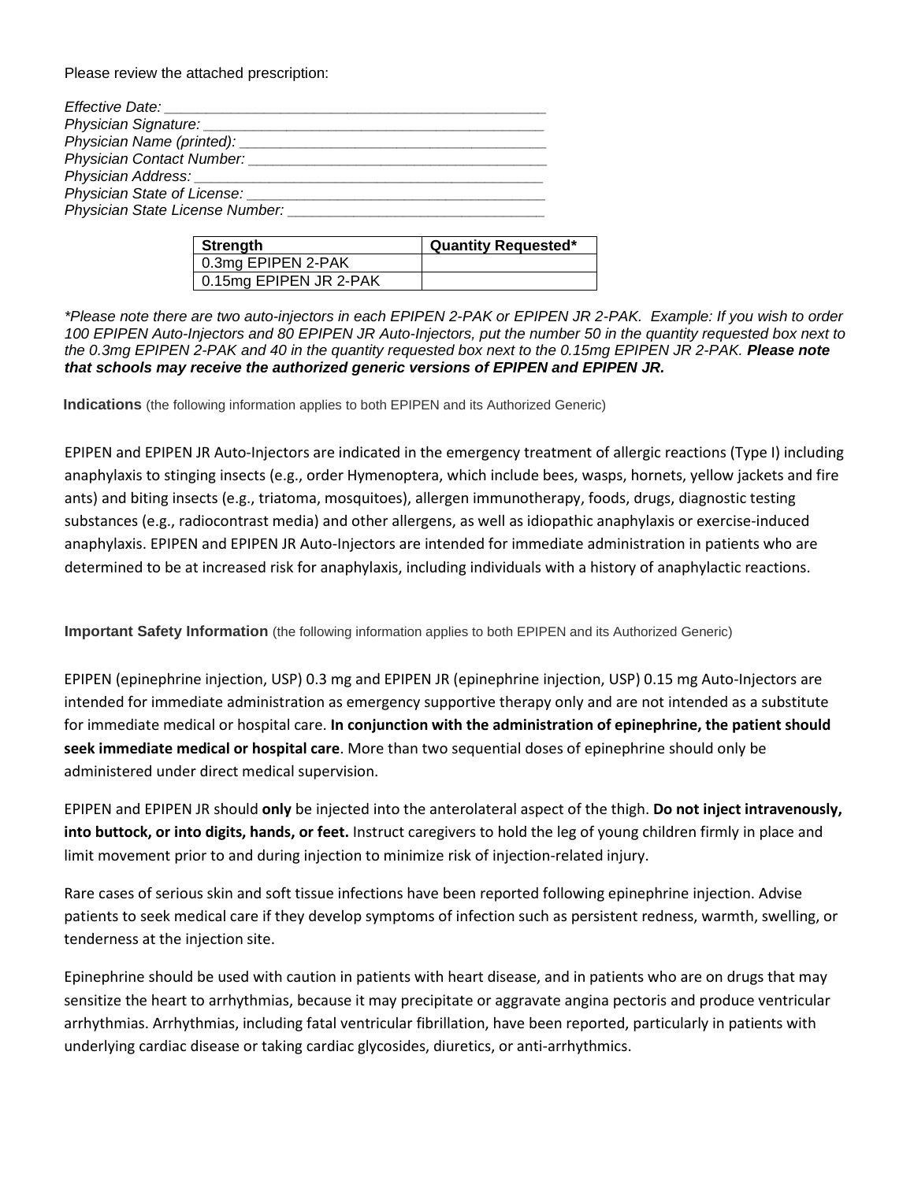Please review the attached prescription:

*Effective Date: ______________________________________________*
*Physician Signature: __________________________________________*
*Physician Name (printed): ______________________________________*
*Physician Contact Number: _____________________________________*
*Physician Address: ____________________________________________*
*Physician State of License: _____________________________________*
*Physician State License Number: _________________________________*

| Strength | Quantity Requested* |
|---|---|
| 0.3mg EPIPEN 2-PAK | |
| 0.15mg EPIPEN JR 2-PAK | |

*\*Please note there are two auto-injectors in each EPIPEN 2-PAK or EPIPEN JR 2-PAK. Example: If you wish to order 100 EPIPEN Auto-Injectors and 80 EPIPEN JR Auto-Injectors, put the number 50 in the quantity requested box next to the 0.3mg EPIPEN 2-PAK and 40 in the quantity requested box next to the 0.15mg EPIPEN JR 2-PAK.* ***Please note that schools may receive the authorized generic versions of EPIPEN and EPIPEN JR.***

**Indications** (the following information applies to both EPIPEN and its Authorized Generic)

EPIPEN and EPIPEN JR Auto-Injectors are indicated in the emergency treatment of allergic reactions (Type I) including anaphylaxis to stinging insects (e.g., order Hymenoptera, which include bees, wasps, hornets, yellow jackets and fire ants) and biting insects (e.g., triatoma, mosquitoes), allergen immunotherapy, foods, drugs, diagnostic testing substances (e.g., radiocontrast media) and other allergens, as well as idiopathic anaphylaxis or exercise-induced anaphylaxis. EPIPEN and EPIPEN JR Auto-Injectors are intended for immediate administration in patients who are determined to be at increased risk for anaphylaxis, including individuals with a history of anaphylactic reactions.

**Important Safety Information** (the following information applies to both EPIPEN and its Authorized Generic)

EPIPEN (epinephrine injection, USP) 0.3 mg and EPIPEN JR (epinephrine injection, USP) 0.15 mg Auto-Injectors are intended for immediate administration as emergency supportive therapy only and are not intended as a substitute for immediate medical or hospital care. **In conjunction with the administration of epinephrine, the patient should seek immediate medical or hospital care**. More than two sequential doses of epinephrine should only be administered under direct medical supervision.

EPIPEN and EPIPEN JR should **only** be injected into the anterolateral aspect of the thigh. **Do not inject intravenously, into buttock, or into digits, hands, or feet.** Instruct caregivers to hold the leg of young children firmly in place and limit movement prior to and during injection to minimize risk of injection-related injury.

Rare cases of serious skin and soft tissue infections have been reported following epinephrine injection. Advise patients to seek medical care if they develop symptoms of infection such as persistent redness, warmth, swelling, or tenderness at the injection site.

Epinephrine should be used with caution in patients with heart disease, and in patients who are on drugs that may sensitize the heart to arrhythmias, because it may precipitate or aggravate angina pectoris and produce ventricular arrhythmias. Arrhythmias, including fatal ventricular fibrillation, have been reported, particularly in patients with underlying cardiac disease or taking cardiac glycosides, diuretics, or anti-arrhythmics.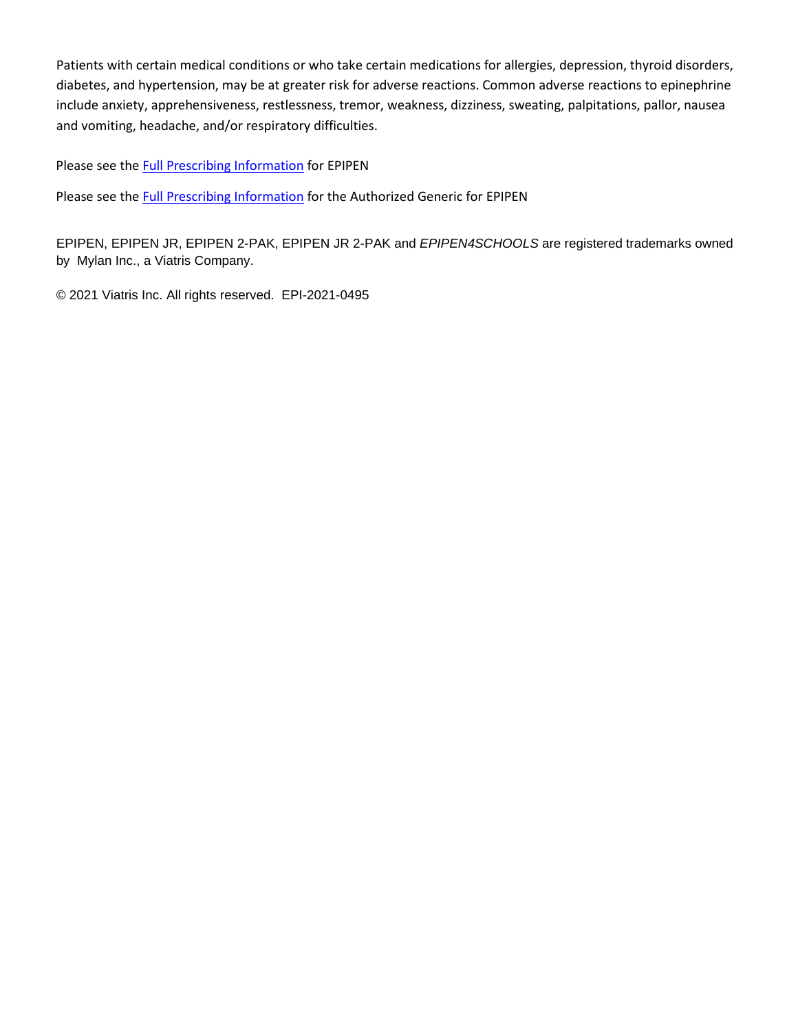Patients with certain medical conditions or who take certain medications for allergies, depression, thyroid disorders, diabetes, and hypertension, may be at greater risk for adverse reactions. Common adverse reactions to epinephrine include anxiety, apprehensiveness, restlessness, tremor, weakness, dizziness, sweating, palpitations, pallor, nausea and vomiting, headache, and/or respiratory difficulties.

Please see the Full Prescribing Information for EPIPEN

Please see the Full Prescribing Information for the Authorized Generic for EPIPEN

EPIPEN, EPIPEN JR, EPIPEN 2-PAK, EPIPEN JR 2-PAK and *EPIPEN4SCHOOLS* are registered trademarks owned by Mylan Inc., a Viatris Company.

© 2021 Viatris Inc. All rights reserved. EPI-2021-0495